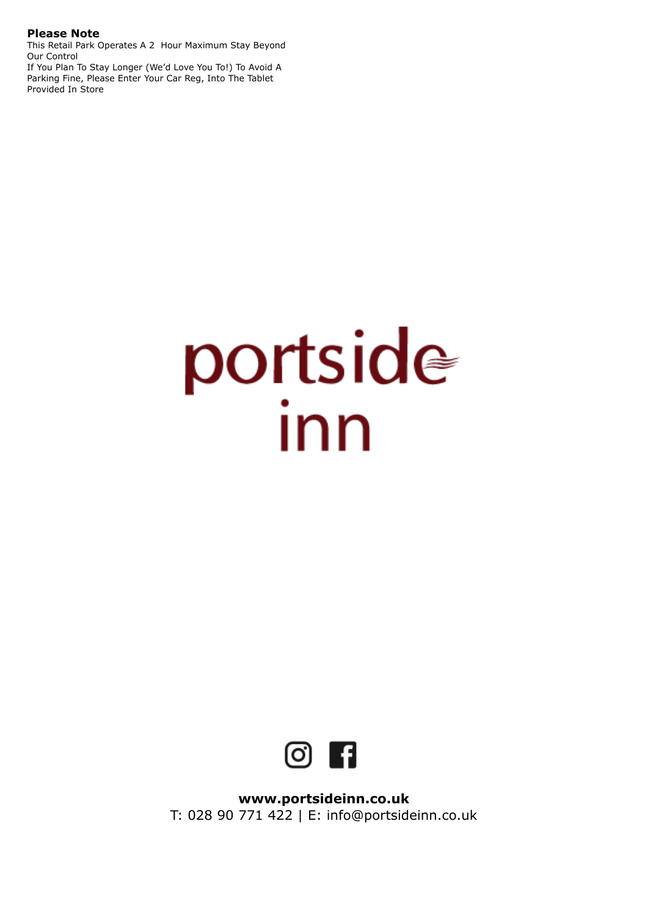**Please Note**
This Retail Park Operates A 2 Hour Maximum Stay Beyond Our Control
If You Plan To Stay Longer (We'd Love You To!) To Avoid A Parking Fine, Please Enter Your Car Reg, Into The Tablet Provided In Store

# portside inn

**www.portsideinn.co.uk**
T: 028 90 771 422 | E: info@portsideinn.co.uk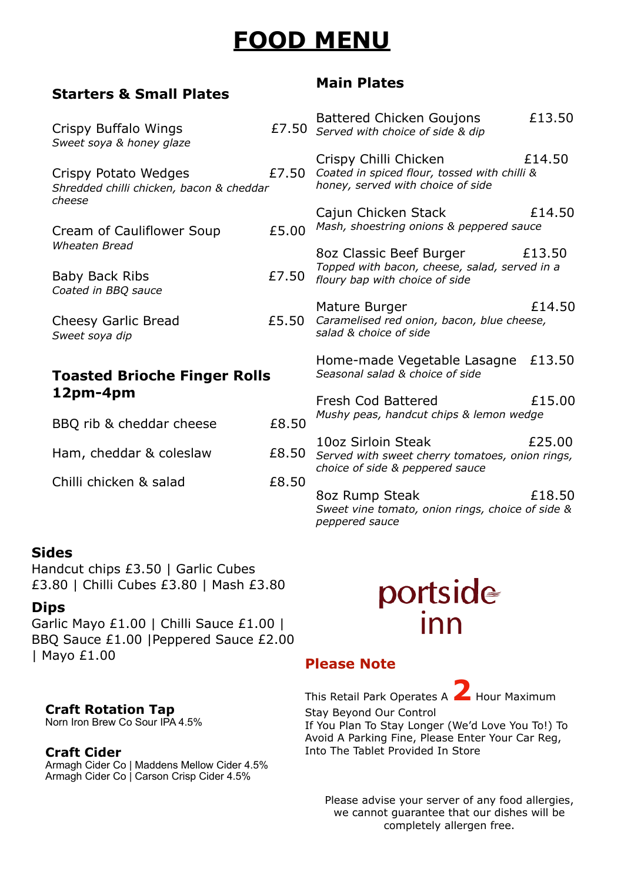# FOOD MENU

## Starters & Small Plates

Crispy Buffalo Wings £7.50
*Sweet soya & honey glaze*

Crispy Potato Wedges £7.50
*Shredded chilli chicken, bacon & cheddar cheese*

Cream of Cauliflower Soup £5.00
*Wheaten Bread*

Baby Back Ribs £7.50
*Coated in BBQ sauce*

Cheesy Garlic Bread £5.50
*Sweet soya dip*

## Toasted Brioche Finger Rolls 12pm-4pm

BBQ rib & cheddar cheese £8.50

Ham, cheddar & coleslaw £8.50

Chilli chicken & salad £8.50

## Main Plates

Battered Chicken Goujons £13.50
*Served with choice of side & dip*

Crispy Chilli Chicken £14.50
*Coated in spiced flour, tossed with chilli & honey, served with choice of side*

Cajun Chicken Stack £14.50
*Mash, shoestring onions & peppered sauce*

8oz Classic Beef Burger £13.50
*Topped with bacon, cheese, salad, served in a floury bap with choice of side*

Mature Burger £14.50
*Caramelised red onion, bacon, blue cheese, salad & choice of side*

Home-made Vegetable Lasagne £13.50
*Seasonal salad & choice of side*

Fresh Cod Battered £15.00
*Mushy peas, handcut chips & lemon wedge*

10oz Sirloin Steak £25.00
*Served with sweet cherry tomatoes, onion rings, choice of side & peppered sauce*

8oz Rump Steak £18.50
*Sweet vine tomato, onion rings, choice of side & peppered sauce*

## Sides

Handcut chips £3.50 | Garlic Cubes £3.80 | Chilli Cubes £3.80 | Mash £3.80

## Dips

Garlic Mayo £1.00 | Chilli Sauce £1.00 | BBQ Sauce £1.00 | Peppered Sauce £2.00 | Mayo £1.00

### Craft Rotation Tap

Norn Iron Brew Co Sour IPA 4.5%

### Craft Cider

Armagh Cider Co | Maddens Mellow Cider 4.5%
Armagh Cider Co | Carson Crisp Cider 4.5%

portside inn

## Please Note

This Retail Park Operates A **2** Hour Maximum Stay Beyond Our Control
If You Plan To Stay Longer (We'd Love You To!) To Avoid A Parking Fine, Please Enter Your Car Reg, Into The Tablet Provided In Store

Please advise your server of any food allergies, we cannot guarantee that our dishes will be completely allergen free.